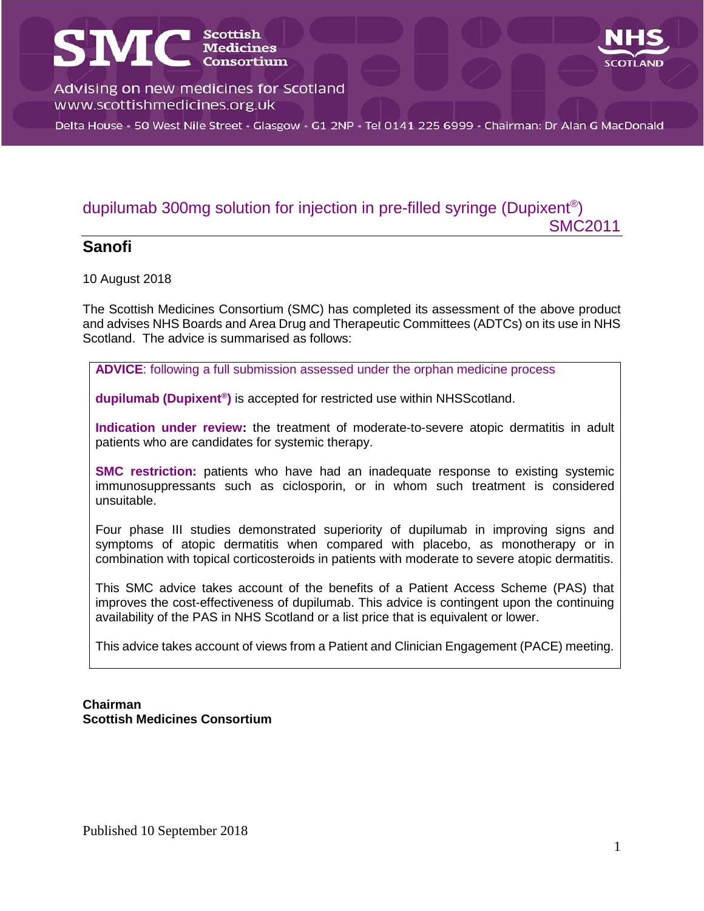Scottish Medicines Consortium

Advising on new medicines for Scotland
www.scottishmedicines.org.uk

Delta House · 50 West Nile Street · Glasgow · G1 2NP · Tel 0141 225 6999 · Chairman: Dr Alan G MacDonald

NHS SCOTLAND

# dupilumab 300mg solution for injection in pre-filled syringe (Dupixent®)

SMC2011

## Sanofi

10 August 2018

The Scottish Medicines Consortium (SMC) has completed its assessment of the above product and advises NHS Boards and Area Drug and Therapeutic Committees (ADTCs) on its use in NHS Scotland. The advice is summarised as follows:

**ADVICE**: following a full submission assessed under the orphan medicine process

**dupilumab (Dupixent®)** is accepted for restricted use within NHSScotland.

**Indication under review:** the treatment of moderate-to-severe atopic dermatitis in adult patients who are candidates for systemic therapy.

**SMC restriction:** patients who have had an inadequate response to existing systemic immunosuppressants such as ciclosporin, or in whom such treatment is considered unsuitable.

Four phase III studies demonstrated superiority of dupilumab in improving signs and symptoms of atopic dermatitis when compared with placebo, as monotherapy or in combination with topical corticosteroids in patients with moderate to severe atopic dermatitis.

This SMC advice takes account of the benefits of a Patient Access Scheme (PAS) that improves the cost-effectiveness of dupilumab. This advice is contingent upon the continuing availability of the PAS in NHS Scotland or a list price that is equivalent or lower.

This advice takes account of views from a Patient and Clinician Engagement (PACE) meeting.

**Chairman**
**Scottish Medicines Consortium**

Published 10 September 2018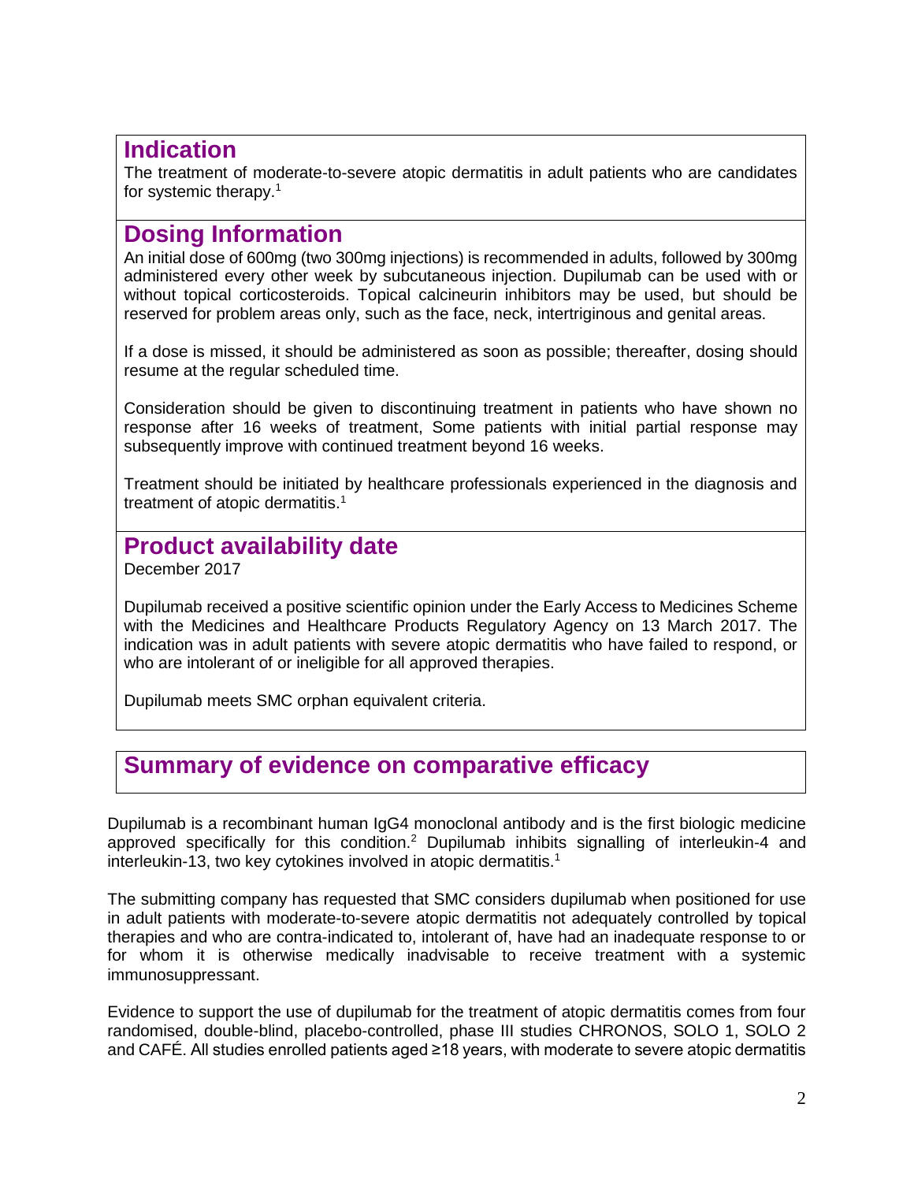## Indication

The treatment of moderate-to-severe atopic dermatitis in adult patients who are candidates for systemic therapy.[1]

## Dosing Information

An initial dose of 600mg (two 300mg injections) is recommended in adults, followed by 300mg administered every other week by subcutaneous injection. Dupilumab can be used with or without topical corticosteroids. Topical calcineurin inhibitors may be used, but should be reserved for problem areas only, such as the face, neck, intertriginous and genital areas.

If a dose is missed, it should be administered as soon as possible; thereafter, dosing should resume at the regular scheduled time.

Consideration should be given to discontinuing treatment in patients who have shown no response after 16 weeks of treatment, Some patients with initial partial response may subsequently improve with continued treatment beyond 16 weeks.

Treatment should be initiated by healthcare professionals experienced in the diagnosis and treatment of atopic dermatitis.[1]

## Product availability date

December 2017

Dupilumab received a positive scientific opinion under the Early Access to Medicines Scheme with the Medicines and Healthcare Products Regulatory Agency on 13 March 2017. The indication was in adult patients with severe atopic dermatitis who have failed to respond, or who are intolerant of or ineligible for all approved therapies.

Dupilumab meets SMC orphan equivalent criteria.

## Summary of evidence on comparative efficacy

Dupilumab is a recombinant human IgG4 monoclonal antibody and is the first biologic medicine approved specifically for this condition.[2] Dupilumab inhibits signalling of interleukin-4 and interleukin-13, two key cytokines involved in atopic dermatitis.[1]

The submitting company has requested that SMC considers dupilumab when positioned for use in adult patients with moderate-to-severe atopic dermatitis not adequately controlled by topical therapies and who are contra-indicated to, intolerant of, have had an inadequate response to or for whom it is otherwise medically inadvisable to receive treatment with a systemic immunosuppressant.

Evidence to support the use of dupilumab for the treatment of atopic dermatitis comes from four randomised, double-blind, placebo-controlled, phase III studies CHRONOS, SOLO 1, SOLO 2 and CAFÉ. All studies enrolled patients aged ≥18 years, with moderate to severe atopic dermatitis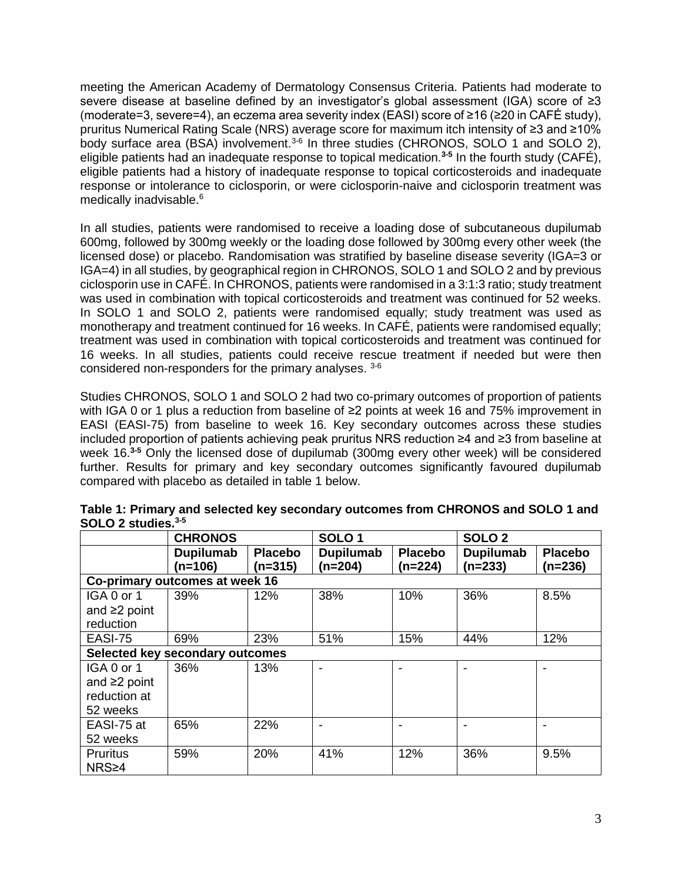meeting the American Academy of Dermatology Consensus Criteria. Patients had moderate to severe disease at baseline defined by an investigator's global assessment (IGA) score of ≥3 (moderate=3, severe=4), an eczema area severity index (EASI) score of ≥16 (≥20 in CAFÉ study), pruritus Numerical Rating Scale (NRS) average score for maximum itch intensity of ≥3 and ≥10% body surface area (BSA) involvement.[3-6] In three studies (CHRONOS, SOLO 1 and SOLO 2), eligible patients had an inadequate response to topical medication.[3-5] In the fourth study (CAFÉ), eligible patients had a history of inadequate response to topical corticosteroids and inadequate response or intolerance to ciclosporin, or were ciclosporin-naive and ciclosporin treatment was medically inadvisable.[6]

In all studies, patients were randomised to receive a loading dose of subcutaneous dupilumab 600mg, followed by 300mg weekly or the loading dose followed by 300mg every other week (the licensed dose) or placebo. Randomisation was stratified by baseline disease severity (IGA=3 or IGA=4) in all studies, by geographical region in CHRONOS, SOLO 1 and SOLO 2 and by previous ciclosporin use in CAFÉ. In CHRONOS, patients were randomised in a 3:1:3 ratio; study treatment was used in combination with topical corticosteroids and treatment was continued for 52 weeks. In SOLO 1 and SOLO 2, patients were randomised equally; study treatment was used as monotherapy and treatment continued for 16 weeks. In CAFÉ, patients were randomised equally; treatment was used in combination with topical corticosteroids and treatment was continued for 16 weeks. In all studies, patients could receive rescue treatment if needed but were then considered non-responders for the primary analyses.[3-6]

Studies CHRONOS, SOLO 1 and SOLO 2 had two co-primary outcomes of proportion of patients with IGA 0 or 1 plus a reduction from baseline of ≥2 points at week 16 and 75% improvement in EASI (EASI-75) from baseline to week 16. Key secondary outcomes across these studies included proportion of patients achieving peak pruritus NRS reduction ≥4 and ≥3 from baseline at week 16.[3-5] Only the licensed dose of dupilumab (300mg every other week) will be considered further. Results for primary and key secondary outcomes significantly favoured dupilumab compared with placebo as detailed in table 1 below.

**Table 1: Primary and selected key secondary outcomes from CHRONOS and SOLO 1 and SOLO 2 studies.[3-5]**

| | CHRONOS | | SOLO 1 | | SOLO 2 | |
|---|---|---|---|---|---|---|
| | **Dupilumab (n=106)** | **Placebo (n=315)** | **Dupilumab (n=204)** | **Placebo (n=224)** | **Dupilumab (n=233)** | **Placebo (n=236)** |
| **Co-primary outcomes at week 16** | | | | | | |
| IGA 0 or 1 and ≥2 point reduction | 39% | 12% | 38% | 10% | 36% | 8.5% |
| EASI-75 | 69% | 23% | 51% | 15% | 44% | 12% |
| **Selected key secondary outcomes** | | | | | | |
| IGA 0 or 1 and ≥2 point reduction at 52 weeks | 36% | 13% | - | - | - | - |
| EASI-75 at 52 weeks | 65% | 22% | - | - | - | - |
| Pruritus NRS≥4 | 59% | 20% | 41% | 12% | 36% | 9.5% |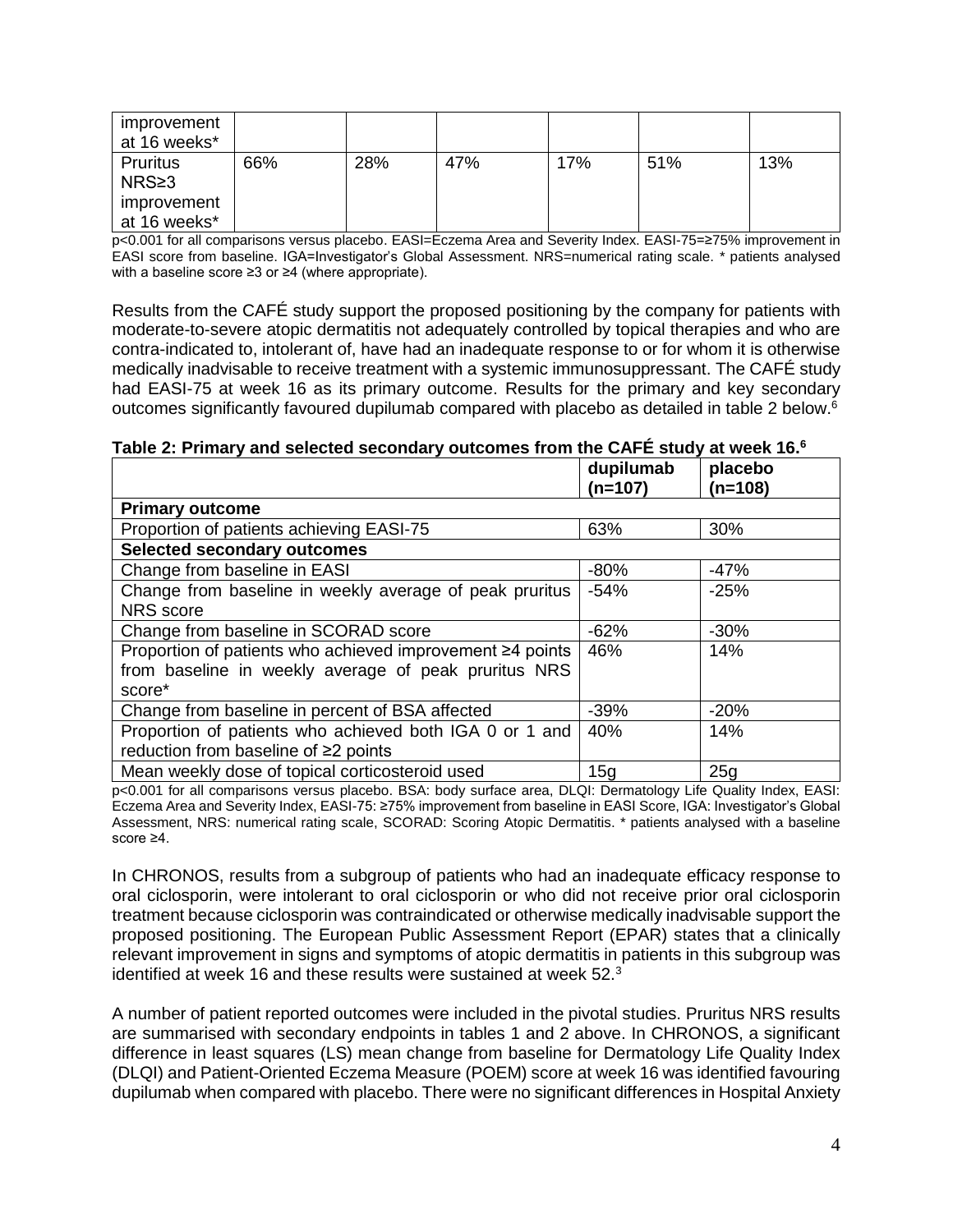| improvement at 16 weeks* | | | | | | |
|---|---|---|---|---|---|---|
| Pruritus NRS≥3 improvement at 16 weeks* | 66% | 28% | 47% | 17% | 51% | 13% |

p<0.001 for all comparisons versus placebo. EASI=Eczema Area and Severity Index. EASI-75=≥75% improvement in EASI score from baseline. IGA=Investigator's Global Assessment. NRS=numerical rating scale. * patients analysed with a baseline score ≥3 or ≥4 (where appropriate).

Results from the CAFÉ study support the proposed positioning by the company for patients with moderate-to-severe atopic dermatitis not adequately controlled by topical therapies and who are contra-indicated to, intolerant of, have had an inadequate response to or for whom it is otherwise medically inadvisable to receive treatment with a systemic immunosuppressant. The CAFÉ study had EASI-75 at week 16 as its primary outcome. Results for the primary and key secondary outcomes significantly favoured dupilumab compared with placebo as detailed in table 2 below.[6]

**Table 2: Primary and selected secondary outcomes from the CAFÉ study at week 16.[6]**

| | dupilumab (n=107) | placebo (n=108) |
|---|---|---|
| **Primary outcome** | | |
| Proportion of patients achieving EASI-75 | 63% | 30% |
| **Selected secondary outcomes** | | |
| Change from baseline in EASI | -80% | -47% |
| Change from baseline in weekly average of peak pruritus NRS score | -54% | -25% |
| Change from baseline in SCORAD score | -62% | -30% |
| Proportion of patients who achieved improvement ≥4 points from baseline in weekly average of peak pruritus NRS score* | 46% | 14% |
| Change from baseline in percent of BSA affected | -39% | -20% |
| Proportion of patients who achieved both IGA 0 or 1 and reduction from baseline of ≥2 points | 40% | 14% |
| Mean weekly dose of topical corticosteroid used | 15g | 25g |

p<0.001 for all comparisons versus placebo. BSA: body surface area, DLQI: Dermatology Life Quality Index, EASI: Eczema Area and Severity Index, EASI-75: ≥75% improvement from baseline in EASI Score, IGA: Investigator's Global Assessment, NRS: numerical rating scale, SCORAD: Scoring Atopic Dermatitis. * patients analysed with a baseline score ≥4.

In CHRONOS, results from a subgroup of patients who had an inadequate efficacy response to oral ciclosporin, were intolerant to oral ciclosporin or who did not receive prior oral ciclosporin treatment because ciclosporin was contraindicated or otherwise medically inadvisable support the proposed positioning. The European Public Assessment Report (EPAR) states that a clinically relevant improvement in signs and symptoms of atopic dermatitis in patients in this subgroup was identified at week 16 and these results were sustained at week 52.[3]

A number of patient reported outcomes were included in the pivotal studies. Pruritus NRS results are summarised with secondary endpoints in tables 1 and 2 above. In CHRONOS, a significant difference in least squares (LS) mean change from baseline for Dermatology Life Quality Index (DLQI) and Patient-Oriented Eczema Measure (POEM) score at week 16 was identified favouring dupilumab when compared with placebo. There were no significant differences in Hospital Anxiety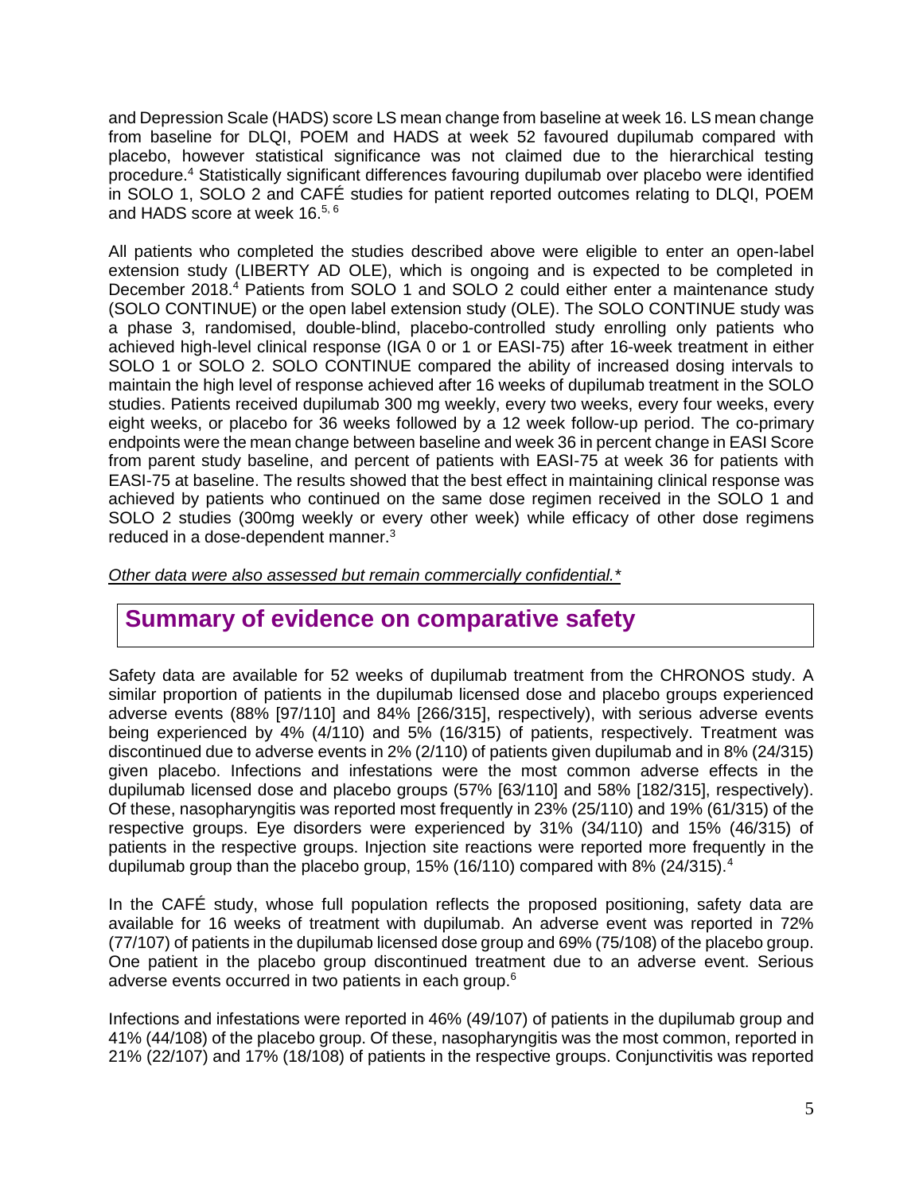and Depression Scale (HADS) score LS mean change from baseline at week 16. LS mean change from baseline for DLQI, POEM and HADS at week 52 favoured dupilumab compared with placebo, however statistical significance was not claimed due to the hierarchical testing procedure.[4] Statistically significant differences favouring dupilumab over placebo were identified in SOLO 1, SOLO 2 and CAFÉ studies for patient reported outcomes relating to DLQI, POEM and HADS score at week 16.[5, 6]

All patients who completed the studies described above were eligible to enter an open-label extension study (LIBERTY AD OLE), which is ongoing and is expected to be completed in December 2018.[4] Patients from SOLO 1 and SOLO 2 could either enter a maintenance study (SOLO CONTINUE) or the open label extension study (OLE). The SOLO CONTINUE study was a phase 3, randomised, double-blind, placebo-controlled study enrolling only patients who achieved high-level clinical response (IGA 0 or 1 or EASI-75) after 16-week treatment in either SOLO 1 or SOLO 2. SOLO CONTINUE compared the ability of increased dosing intervals to maintain the high level of response achieved after 16 weeks of dupilumab treatment in the SOLO studies. Patients received dupilumab 300 mg weekly, every two weeks, every four weeks, every eight weeks, or placebo for 36 weeks followed by a 12 week follow-up period. The co-primary endpoints were the mean change between baseline and week 36 in percent change in EASI Score from parent study baseline, and percent of patients with EASI-75 at week 36 for patients with EASI-75 at baseline. The results showed that the best effect in maintaining clinical response was achieved by patients who continued on the same dose regimen received in the SOLO 1 and SOLO 2 studies (300mg weekly or every other week) while efficacy of other dose regimens reduced in a dose-dependent manner.[3]

*Other data were also assessed but remain commercially confidential.**

## Summary of evidence on comparative safety

Safety data are available for 52 weeks of dupilumab treatment from the CHRONOS study. A similar proportion of patients in the dupilumab licensed dose and placebo groups experienced adverse events (88% [97/110] and 84% [266/315], respectively), with serious adverse events being experienced by 4% (4/110) and 5% (16/315) of patients, respectively. Treatment was discontinued due to adverse events in 2% (2/110) of patients given dupilumab and in 8% (24/315) given placebo. Infections and infestations were the most common adverse effects in the dupilumab licensed dose and placebo groups (57% [63/110] and 58% [182/315], respectively). Of these, nasopharyngitis was reported most frequently in 23% (25/110) and 19% (61/315) of the respective groups. Eye disorders were experienced by 31% (34/110) and 15% (46/315) of patients in the respective groups. Injection site reactions were reported more frequently in the dupilumab group than the placebo group, 15% (16/110) compared with 8% (24/315).[4]

In the CAFÉ study, whose full population reflects the proposed positioning, safety data are available for 16 weeks of treatment with dupilumab. An adverse event was reported in 72% (77/107) of patients in the dupilumab licensed dose group and 69% (75/108) of the placebo group. One patient in the placebo group discontinued treatment due to an adverse event. Serious adverse events occurred in two patients in each group.[6]

Infections and infestations were reported in 46% (49/107) of patients in the dupilumab group and 41% (44/108) of the placebo group. Of these, nasopharyngitis was the most common, reported in 21% (22/107) and 17% (18/108) of patients in the respective groups. Conjunctivitis was reported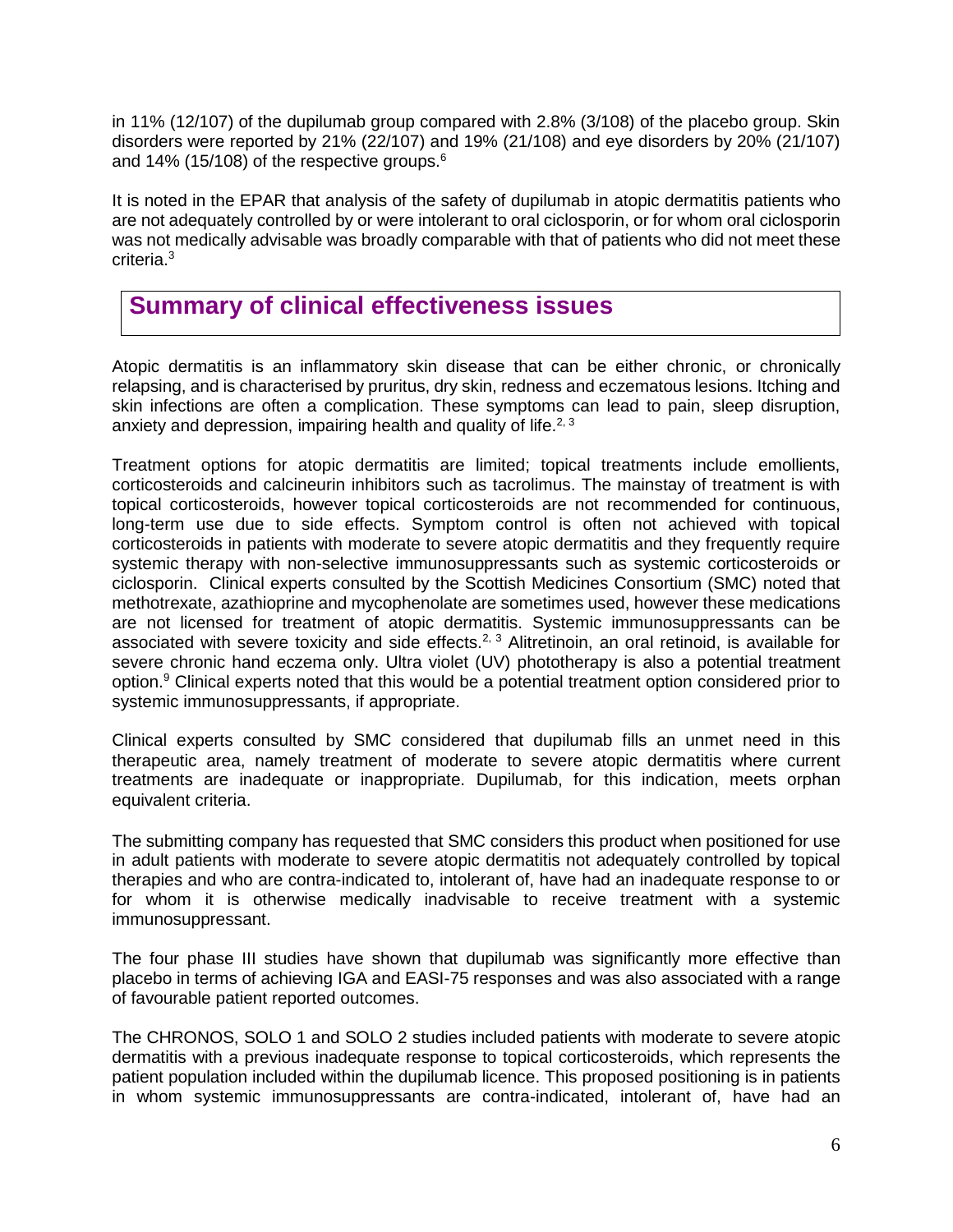in 11% (12/107) of the dupilumab group compared with 2.8% (3/108) of the placebo group. Skin disorders were reported by 21% (22/107) and 19% (21/108) and eye disorders by 20% (21/107) and 14% (15/108) of the respective groups.[6]

It is noted in the EPAR that analysis of the safety of dupilumab in atopic dermatitis patients who are not adequately controlled by or were intolerant to oral ciclosporin, or for whom oral ciclosporin was not medically advisable was broadly comparable with that of patients who did not meet these criteria.[3]

## Summary of clinical effectiveness issues

Atopic dermatitis is an inflammatory skin disease that can be either chronic, or chronically relapsing, and is characterised by pruritus, dry skin, redness and eczematous lesions. Itching and skin infections are often a complication. These symptoms can lead to pain, sleep disruption, anxiety and depression, impairing health and quality of life.[2, 3]

Treatment options for atopic dermatitis are limited; topical treatments include emollients, corticosteroids and calcineurin inhibitors such as tacrolimus. The mainstay of treatment is with topical corticosteroids, however topical corticosteroids are not recommended for continuous, long-term use due to side effects. Symptom control is often not achieved with topical corticosteroids in patients with moderate to severe atopic dermatitis and they frequently require systemic therapy with non-selective immunosuppressants such as systemic corticosteroids or ciclosporin. Clinical experts consulted by the Scottish Medicines Consortium (SMC) noted that methotrexate, azathioprine and mycophenolate are sometimes used, however these medications are not licensed for treatment of atopic dermatitis. Systemic immunosuppressants can be associated with severe toxicity and side effects.[2, 3] Alitretinoin, an oral retinoid, is available for severe chronic hand eczema only. Ultra violet (UV) phototherapy is also a potential treatment option.[9] Clinical experts noted that this would be a potential treatment option considered prior to systemic immunosuppressants, if appropriate.

Clinical experts consulted by SMC considered that dupilumab fills an unmet need in this therapeutic area, namely treatment of moderate to severe atopic dermatitis where current treatments are inadequate or inappropriate. Dupilumab, for this indication, meets orphan equivalent criteria.

The submitting company has requested that SMC considers this product when positioned for use in adult patients with moderate to severe atopic dermatitis not adequately controlled by topical therapies and who are contra-indicated to, intolerant of, have had an inadequate response to or for whom it is otherwise medically inadvisable to receive treatment with a systemic immunosuppressant.

The four phase III studies have shown that dupilumab was significantly more effective than placebo in terms of achieving IGA and EASI-75 responses and was also associated with a range of favourable patient reported outcomes.

The CHRONOS, SOLO 1 and SOLO 2 studies included patients with moderate to severe atopic dermatitis with a previous inadequate response to topical corticosteroids, which represents the patient population included within the dupilumab licence. This proposed positioning is in patients in whom systemic immunosuppressants are contra-indicated, intolerant of, have had an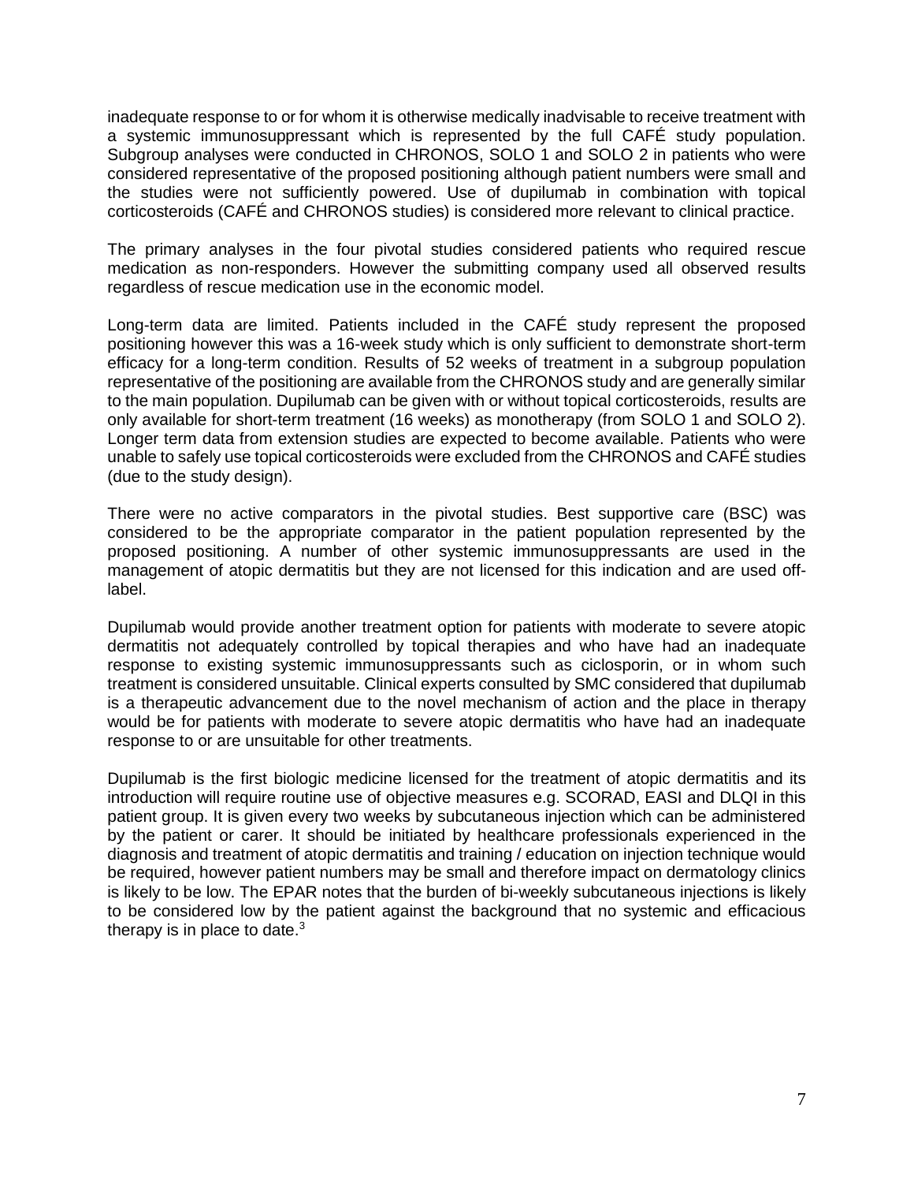inadequate response to or for whom it is otherwise medically inadvisable to receive treatment with a systemic immunosuppressant which is represented by the full CAFÉ study population. Subgroup analyses were conducted in CHRONOS, SOLO 1 and SOLO 2 in patients who were considered representative of the proposed positioning although patient numbers were small and the studies were not sufficiently powered. Use of dupilumab in combination with topical corticosteroids (CAFÉ and CHRONOS studies) is considered more relevant to clinical practice.

The primary analyses in the four pivotal studies considered patients who required rescue medication as non-responders. However the submitting company used all observed results regardless of rescue medication use in the economic model.

Long-term data are limited. Patients included in the CAFÉ study represent the proposed positioning however this was a 16-week study which is only sufficient to demonstrate short-term efficacy for a long-term condition. Results of 52 weeks of treatment in a subgroup population representative of the positioning are available from the CHRONOS study and are generally similar to the main population. Dupilumab can be given with or without topical corticosteroids, results are only available for short-term treatment (16 weeks) as monotherapy (from SOLO 1 and SOLO 2). Longer term data from extension studies are expected to become available. Patients who were unable to safely use topical corticosteroids were excluded from the CHRONOS and CAFÉ studies (due to the study design).

There were no active comparators in the pivotal studies. Best supportive care (BSC) was considered to be the appropriate comparator in the patient population represented by the proposed positioning. A number of other systemic immunosuppressants are used in the management of atopic dermatitis but they are not licensed for this indication and are used off-label.

Dupilumab would provide another treatment option for patients with moderate to severe atopic dermatitis not adequately controlled by topical therapies and who have had an inadequate response to existing systemic immunosuppressants such as ciclosporin, or in whom such treatment is considered unsuitable. Clinical experts consulted by SMC considered that dupilumab is a therapeutic advancement due to the novel mechanism of action and the place in therapy would be for patients with moderate to severe atopic dermatitis who have had an inadequate response to or are unsuitable for other treatments.

Dupilumab is the first biologic medicine licensed for the treatment of atopic dermatitis and its introduction will require routine use of objective measures e.g. SCORAD, EASI and DLQI in this patient group. It is given every two weeks by subcutaneous injection which can be administered by the patient or carer. It should be initiated by healthcare professionals experienced in the diagnosis and treatment of atopic dermatitis and training / education on injection technique would be required, however patient numbers may be small and therefore impact on dermatology clinics is likely to be low. The EPAR notes that the burden of bi-weekly subcutaneous injections is likely to be considered low by the patient against the background that no systemic and efficacious therapy is in place to date.[3]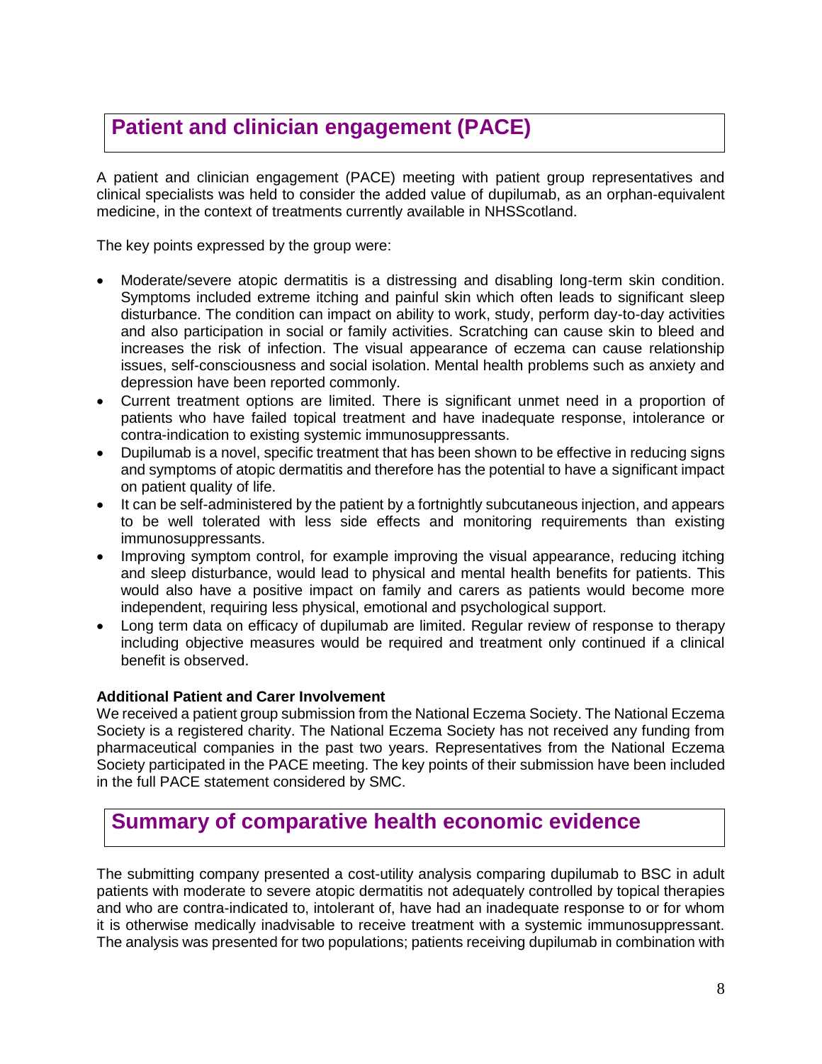## Patient and clinician engagement (PACE)

A patient and clinician engagement (PACE) meeting with patient group representatives and clinical specialists was held to consider the added value of dupilumab, as an orphan-equivalent medicine, in the context of treatments currently available in NHSScotland.

The key points expressed by the group were:

- Moderate/severe atopic dermatitis is a distressing and disabling long-term skin condition. Symptoms included extreme itching and painful skin which often leads to significant sleep disturbance. The condition can impact on ability to work, study, perform day-to-day activities and also participation in social or family activities. Scratching can cause skin to bleed and increases the risk of infection. The visual appearance of eczema can cause relationship issues, self-consciousness and social isolation. Mental health problems such as anxiety and depression have been reported commonly.
- Current treatment options are limited. There is significant unmet need in a proportion of patients who have failed topical treatment and have inadequate response, intolerance or contra-indication to existing systemic immunosuppressants.
- Dupilumab is a novel, specific treatment that has been shown to be effective in reducing signs and symptoms of atopic dermatitis and therefore has the potential to have a significant impact on patient quality of life.
- It can be self-administered by the patient by a fortnightly subcutaneous injection, and appears to be well tolerated with less side effects and monitoring requirements than existing immunosuppressants.
- Improving symptom control, for example improving the visual appearance, reducing itching and sleep disturbance, would lead to physical and mental health benefits for patients. This would also have a positive impact on family and carers as patients would become more independent, requiring less physical, emotional and psychological support.
- Long term data on efficacy of dupilumab are limited. Regular review of response to therapy including objective measures would be required and treatment only continued if a clinical benefit is observed.

**Additional Patient and Carer Involvement**

We received a patient group submission from the National Eczema Society. The National Eczema Society is a registered charity. The National Eczema Society has not received any funding from pharmaceutical companies in the past two years. Representatives from the National Eczema Society participated in the PACE meeting. The key points of their submission have been included in the full PACE statement considered by SMC.

## Summary of comparative health economic evidence

The submitting company presented a cost-utility analysis comparing dupilumab to BSC in adult patients with moderate to severe atopic dermatitis not adequately controlled by topical therapies and who are contra-indicated to, intolerant of, have had an inadequate response to or for whom it is otherwise medically inadvisable to receive treatment with a systemic immunosuppressant. The analysis was presented for two populations; patients receiving dupilumab in combination with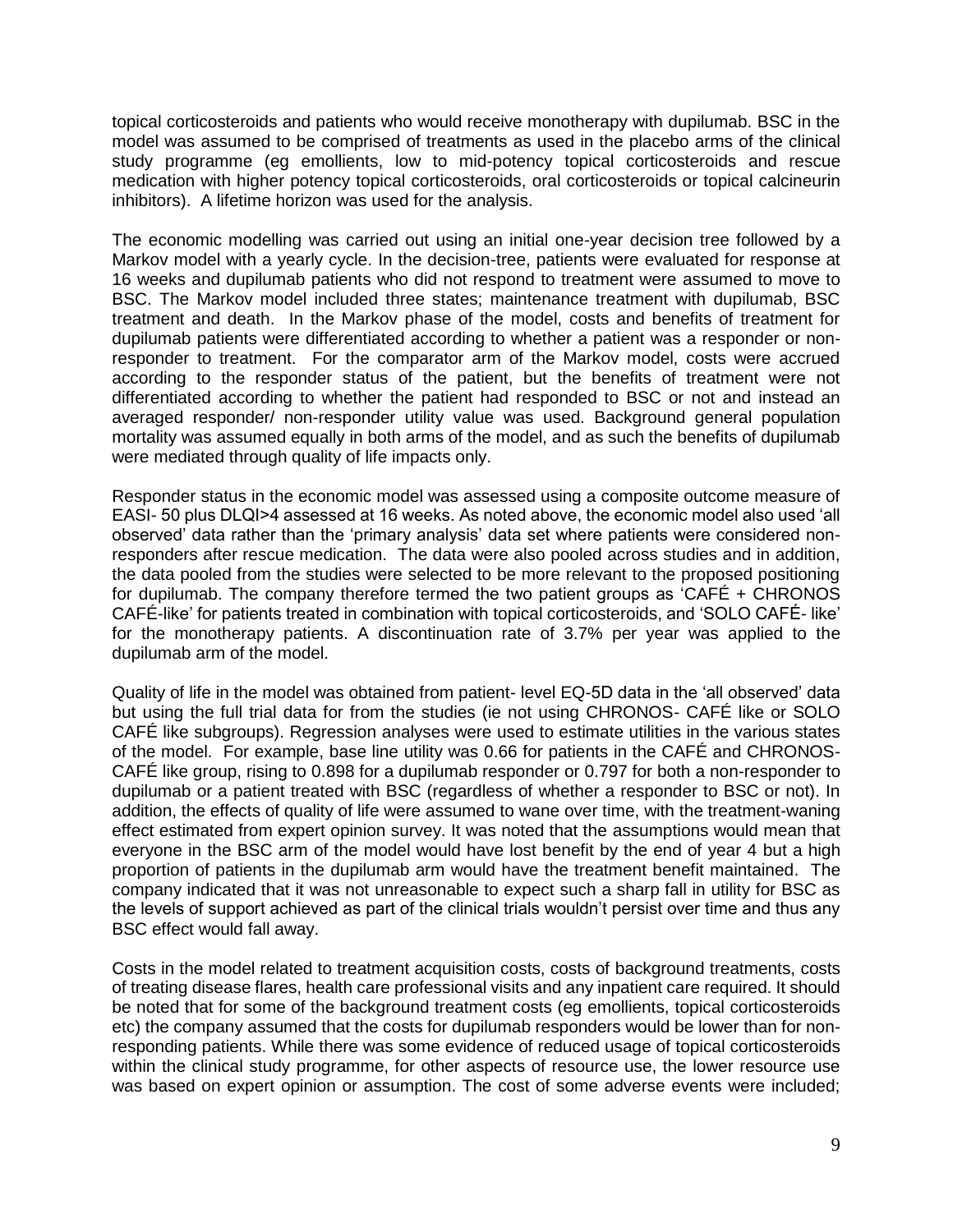topical corticosteroids and patients who would receive monotherapy with dupilumab. BSC in the model was assumed to be comprised of treatments as used in the placebo arms of the clinical study programme (eg emollients, low to mid-potency topical corticosteroids and rescue medication with higher potency topical corticosteroids, oral corticosteroids or topical calcineurin inhibitors). A lifetime horizon was used for the analysis.

The economic modelling was carried out using an initial one-year decision tree followed by a Markov model with a yearly cycle. In the decision-tree, patients were evaluated for response at 16 weeks and dupilumab patients who did not respond to treatment were assumed to move to BSC. The Markov model included three states; maintenance treatment with dupilumab, BSC treatment and death. In the Markov phase of the model, costs and benefits of treatment for dupilumab patients were differentiated according to whether a patient was a responder or non-responder to treatment. For the comparator arm of the Markov model, costs were accrued according to the responder status of the patient, but the benefits of treatment were not differentiated according to whether the patient had responded to BSC or not and instead an averaged responder/ non-responder utility value was used. Background general population mortality was assumed equally in both arms of the model, and as such the benefits of dupilumab were mediated through quality of life impacts only.

Responder status in the economic model was assessed using a composite outcome measure of EASI- 50 plus DLQI>4 assessed at 16 weeks. As noted above, the economic model also used 'all observed' data rather than the 'primary analysis' data set where patients were considered non-responders after rescue medication. The data were also pooled across studies and in addition, the data pooled from the studies were selected to be more relevant to the proposed positioning for dupilumab. The company therefore termed the two patient groups as 'CAFÉ + CHRONOS CAFÉ-like' for patients treated in combination with topical corticosteroids, and 'SOLO CAFÉ- like' for the monotherapy patients. A discontinuation rate of 3.7% per year was applied to the dupilumab arm of the model.

Quality of life in the model was obtained from patient- level EQ-5D data in the 'all observed' data but using the full trial data for from the studies (ie not using CHRONOS- CAFÉ like or SOLO CAFÉ like subgroups). Regression analyses were used to estimate utilities in the various states of the model. For example, base line utility was 0.66 for patients in the CAFÉ and CHRONOS-CAFÉ like group, rising to 0.898 for a dupilumab responder or 0.797 for both a non-responder to dupilumab or a patient treated with BSC (regardless of whether a responder to BSC or not). In addition, the effects of quality of life were assumed to wane over time, with the treatment-waning effect estimated from expert opinion survey. It was noted that the assumptions would mean that everyone in the BSC arm of the model would have lost benefit by the end of year 4 but a high proportion of patients in the dupilumab arm would have the treatment benefit maintained. The company indicated that it was not unreasonable to expect such a sharp fall in utility for BSC as the levels of support achieved as part of the clinical trials wouldn't persist over time and thus any BSC effect would fall away.

Costs in the model related to treatment acquisition costs, costs of background treatments, costs of treating disease flares, health care professional visits and any inpatient care required. It should be noted that for some of the background treatment costs (eg emollients, topical corticosteroids etc) the company assumed that the costs for dupilumab responders would be lower than for non-responding patients. While there was some evidence of reduced usage of topical corticosteroids within the clinical study programme, for other aspects of resource use, the lower resource use was based on expert opinion or assumption. The cost of some adverse events were included;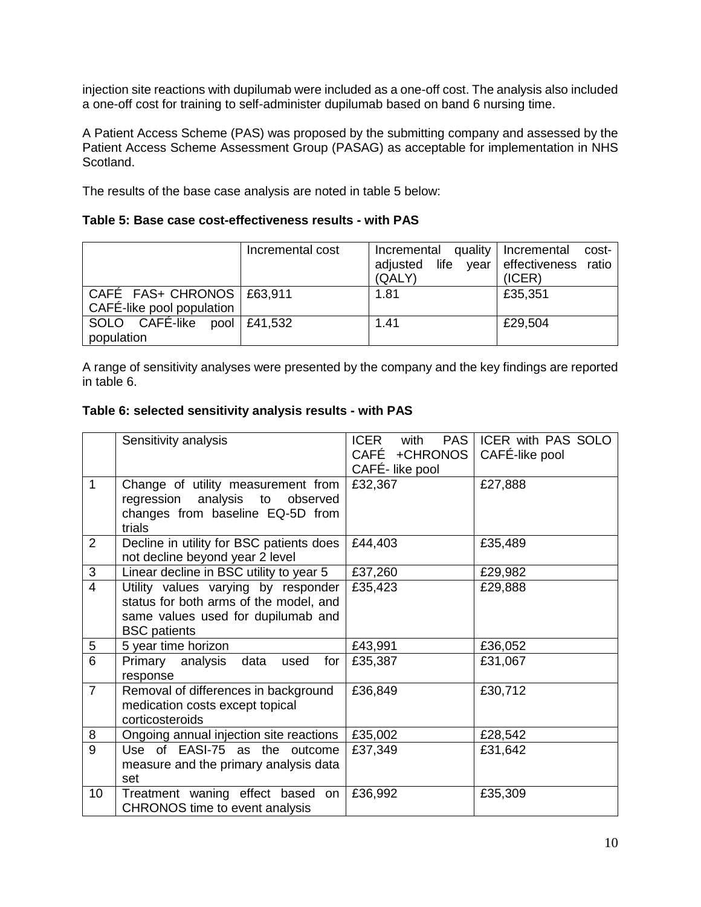injection site reactions with dupilumab were included as a one-off cost. The analysis also included a one-off cost for training to self-administer dupilumab based on band 6 nursing time.

A Patient Access Scheme (PAS) was proposed by the submitting company and assessed by the Patient Access Scheme Assessment Group (PASAG) as acceptable for implementation in NHS Scotland.

The results of the base case analysis are noted in table 5 below:

**Table 5: Base case cost-effectiveness results - with PAS**

| | Incremental cost | Incremental quality adjusted life year (QALY) | Incremental cost-effectiveness ratio (ICER) |
|---|---|---|---|
| CAFÉ FAS+ CHRONOS CAFÉ-like pool population | £63,911 | 1.81 | £35,351 |
| SOLO CAFÉ-like pool population | £41,532 | 1.41 | £29,504 |

A range of sensitivity analyses were presented by the company and the key findings are reported in table 6.

**Table 6: selected sensitivity analysis results - with PAS**

| | Sensitivity analysis | ICER with PAS CAFÉ +CHRONOS CAFÉ- like pool | ICER with PAS SOLO CAFÉ-like pool |
|---|---|---|---|
| 1 | Change of utility measurement from regression analysis to observed changes from baseline EQ-5D from trials | £32,367 | £27,888 |
| 2 | Decline in utility for BSC patients does not decline beyond year 2 level | £44,403 | £35,489 |
| 3 | Linear decline in BSC utility to year 5 | £37,260 | £29,982 |
| 4 | Utility values varying by responder status for both arms of the model, and same values used for dupilumab and BSC patients | £35,423 | £29,888 |
| 5 | 5 year time horizon | £43,991 | £36,052 |
| 6 | Primary analysis data used for response | £35,387 | £31,067 |
| 7 | Removal of differences in background medication costs except topical corticosteroids | £36,849 | £30,712 |
| 8 | Ongoing annual injection site reactions | £35,002 | £28,542 |
| 9 | Use of EASI-75 as the outcome measure and the primary analysis data set | £37,349 | £31,642 |
| 10 | Treatment waning effect based on CHRONOS time to event analysis | £36,992 | £35,309 |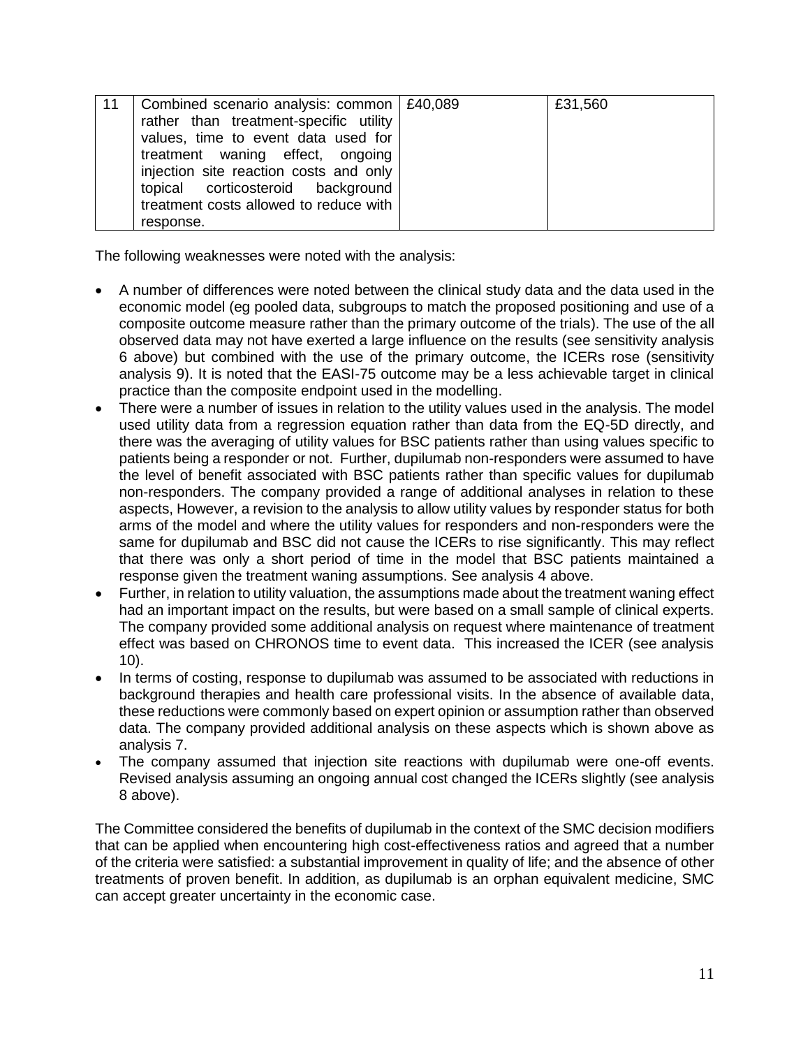| 11 | Combined scenario analysis: common rather than treatment-specific utility values, time to event data used for treatment waning effect, ongoing injection site reaction costs and only topical corticosteroid background treatment costs allowed to reduce with response. | £40,089 | £31,560 |
|---|---|---|---|

The following weaknesses were noted with the analysis:

- A number of differences were noted between the clinical study data and the data used in the economic model (eg pooled data, subgroups to match the proposed positioning and use of a composite outcome measure rather than the primary outcome of the trials). The use of the all observed data may not have exerted a large influence on the results (see sensitivity analysis 6 above) but combined with the use of the primary outcome, the ICERs rose (sensitivity analysis 9). It is noted that the EASI-75 outcome may be a less achievable target in clinical practice than the composite endpoint used in the modelling.
- There were a number of issues in relation to the utility values used in the analysis. The model used utility data from a regression equation rather than data from the EQ-5D directly, and there was the averaging of utility values for BSC patients rather than using values specific to patients being a responder or not. Further, dupilumab non-responders were assumed to have the level of benefit associated with BSC patients rather than specific values for dupilumab non-responders. The company provided a range of additional analyses in relation to these aspects, However, a revision to the analysis to allow utility values by responder status for both arms of the model and where the utility values for responders and non-responders were the same for dupilumab and BSC did not cause the ICERs to rise significantly. This may reflect that there was only a short period of time in the model that BSC patients maintained a response given the treatment waning assumptions. See analysis 4 above.
- Further, in relation to utility valuation, the assumptions made about the treatment waning effect had an important impact on the results, but were based on a small sample of clinical experts. The company provided some additional analysis on request where maintenance of treatment effect was based on CHRONOS time to event data. This increased the ICER (see analysis 10).
- In terms of costing, response to dupilumab was assumed to be associated with reductions in background therapies and health care professional visits. In the absence of available data, these reductions were commonly based on expert opinion or assumption rather than observed data. The company provided additional analysis on these aspects which is shown above as analysis 7.
- The company assumed that injection site reactions with dupilumab were one-off events. Revised analysis assuming an ongoing annual cost changed the ICERs slightly (see analysis 8 above).

The Committee considered the benefits of dupilumab in the context of the SMC decision modifiers that can be applied when encountering high cost-effectiveness ratios and agreed that a number of the criteria were satisfied: a substantial improvement in quality of life; and the absence of other treatments of proven benefit. In addition, as dupilumab is an orphan equivalent medicine, SMC can accept greater uncertainty in the economic case.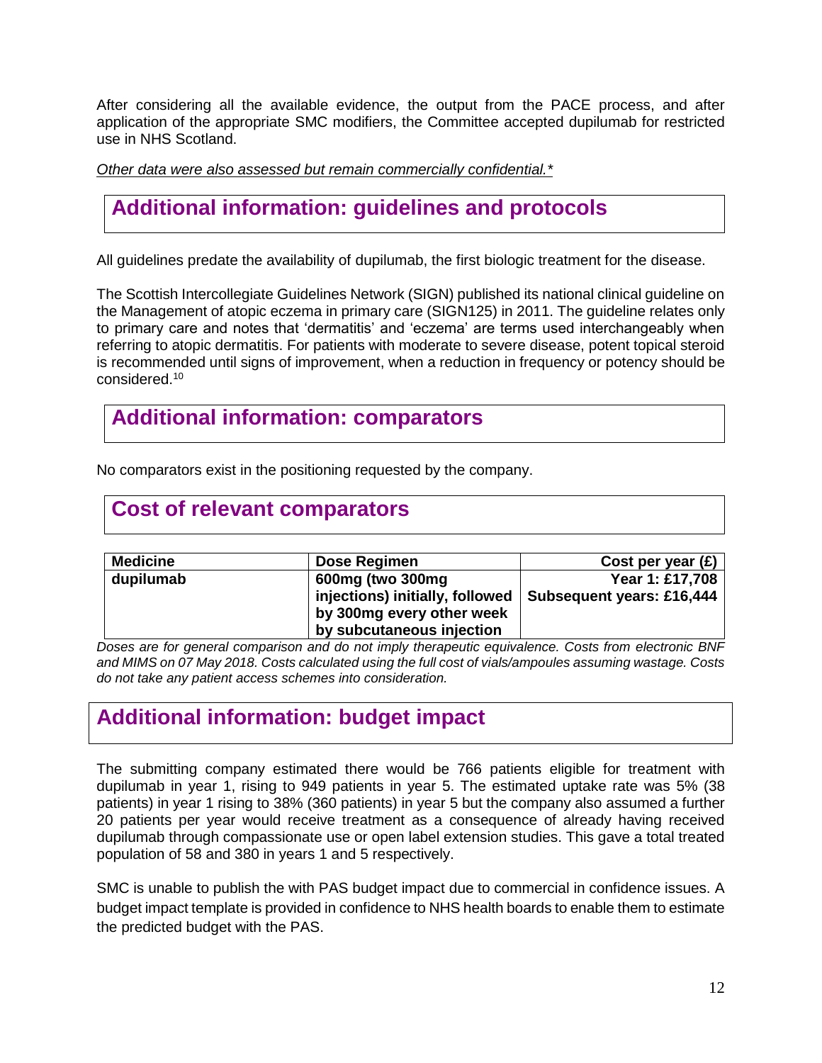After considering all the available evidence, the output from the PACE process, and after application of the appropriate SMC modifiers, the Committee accepted dupilumab for restricted use in NHS Scotland.

*Other data were also assessed but remain commercially confidential.**

## Additional information: guidelines and protocols

All guidelines predate the availability of dupilumab, the first biologic treatment for the disease.

The Scottish Intercollegiate Guidelines Network (SIGN) published its national clinical guideline on the Management of atopic eczema in primary care (SIGN125) in 2011. The guideline relates only to primary care and notes that 'dermatitis' and 'eczema' are terms used interchangeably when referring to atopic dermatitis. For patients with moderate to severe disease, potent topical steroid is recommended until signs of improvement, when a reduction in frequency or potency should be considered.[10]

## Additional information: comparators

No comparators exist in the positioning requested by the company.

## Cost of relevant comparators

| Medicine | Dose Regimen | Cost per year (£) |
|---|---|---|
| dupilumab | 600mg (two 300mg injections) initially, followed by 300mg every other week by subcutaneous injection | Year 1: £17,708<br>Subsequent years: £16,444 |

*Doses are for general comparison and do not imply therapeutic equivalence. Costs from electronic BNF and MIMS on 07 May 2018. Costs calculated using the full cost of vials/ampoules assuming wastage. Costs do not take any patient access schemes into consideration.*

## Additional information: budget impact

The submitting company estimated there would be 766 patients eligible for treatment with dupilumab in year 1, rising to 949 patients in year 5. The estimated uptake rate was 5% (38 patients) in year 1 rising to 38% (360 patients) in year 5 but the company also assumed a further 20 patients per year would receive treatment as a consequence of already having received dupilumab through compassionate use or open label extension studies. This gave a total treated population of 58 and 380 in years 1 and 5 respectively.

SMC is unable to publish the with PAS budget impact due to commercial in confidence issues. A budget impact template is provided in confidence to NHS health boards to enable them to estimate the predicted budget with the PAS.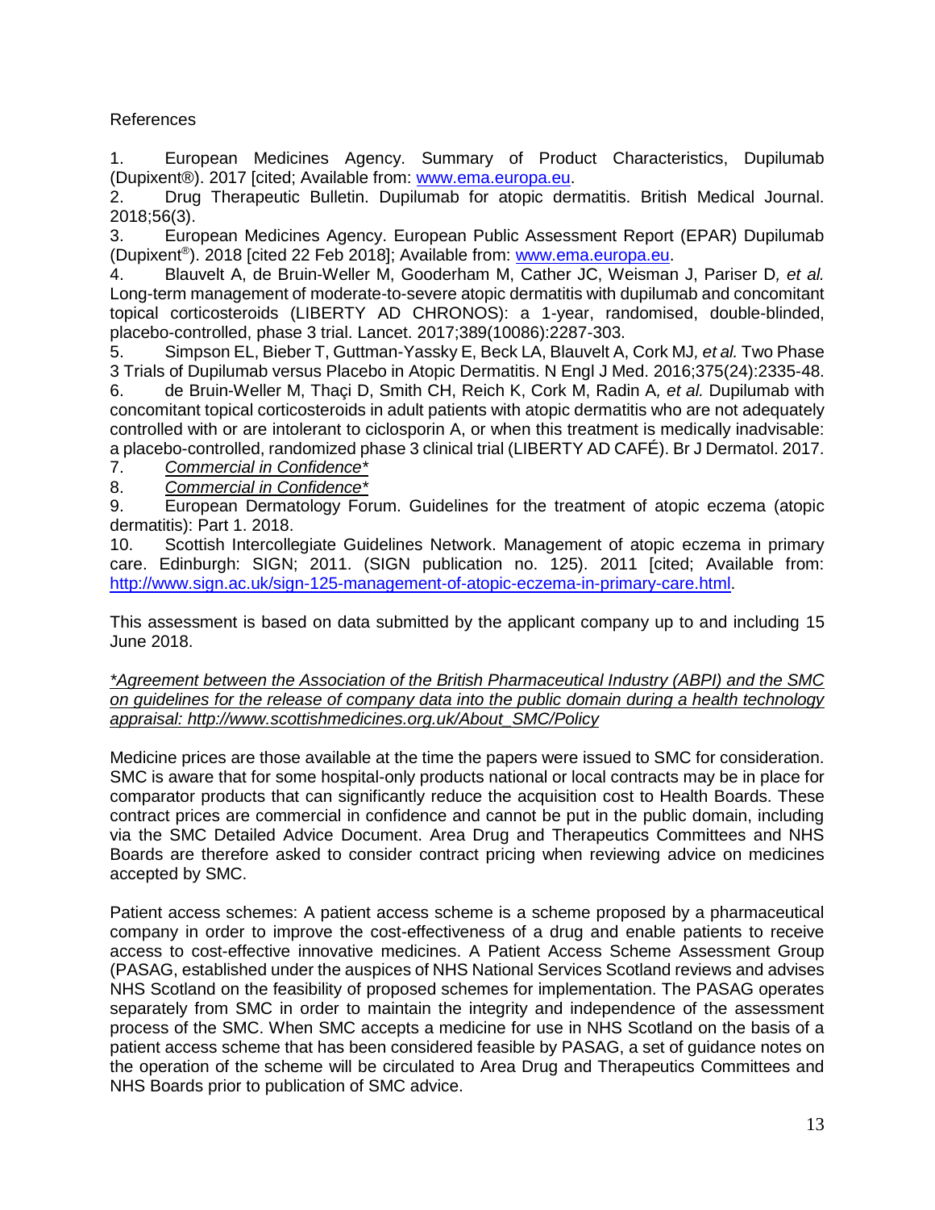References

1. European Medicines Agency. Summary of Product Characteristics, Dupilumab (Dupixent®). 2017 [cited; Available from: www.ema.europa.eu.
2. Drug Therapeutic Bulletin. Dupilumab for atopic dermatitis. British Medical Journal. 2018;56(3).
3. European Medicines Agency. European Public Assessment Report (EPAR) Dupilumab (Dupixent®). 2018 [cited 22 Feb 2018]; Available from: www.ema.europa.eu.
4. Blauvelt A, de Bruin-Weller M, Gooderham M, Cather JC, Weisman J, Pariser D*, et al.* Long-term management of moderate-to-severe atopic dermatitis with dupilumab and concomitant topical corticosteroids (LIBERTY AD CHRONOS): a 1-year, randomised, double-blinded, placebo-controlled, phase 3 trial. Lancet. 2017;389(10086):2287-303.
5. Simpson EL, Bieber T, Guttman-Yassky E, Beck LA, Blauvelt A, Cork MJ*, et al.* Two Phase 3 Trials of Dupilumab versus Placebo in Atopic Dermatitis. N Engl J Med. 2016;375(24):2335-48.
6. de Bruin-Weller M, Thaçi D, Smith CH, Reich K, Cork M, Radin A*, et al.* Dupilumab with concomitant topical corticosteroids in adult patients with atopic dermatitis who are not adequately controlled with or are intolerant to ciclosporin A, or when this treatment is medically inadvisable: a placebo-controlled, randomized phase 3 clinical trial (LIBERTY AD CAFÉ). Br J Dermatol. 2017.
7. *Commercial in Confidence**
8. *Commercial in Confidence**
9. European Dermatology Forum. Guidelines for the treatment of atopic eczema (atopic dermatitis): Part 1. 2018.
10. Scottish Intercollegiate Guidelines Network. Management of atopic eczema in primary care. Edinburgh: SIGN; 2011. (SIGN publication no. 125). 2011 [cited; Available from: http://www.sign.ac.uk/sign-125-management-of-atopic-eczema-in-primary-care.html.

This assessment is based on data submitted by the applicant company up to and including 15 June 2018.

**Agreement between the Association of the British Pharmaceutical Industry (ABPI) and the SMC on guidelines for the release of company data into the public domain during a health technology appraisal: http://www.scottishmedicines.org.uk/About_SMC/Policy*

Medicine prices are those available at the time the papers were issued to SMC for consideration. SMC is aware that for some hospital-only products national or local contracts may be in place for comparator products that can significantly reduce the acquisition cost to Health Boards. These contract prices are commercial in confidence and cannot be put in the public domain, including via the SMC Detailed Advice Document. Area Drug and Therapeutics Committees and NHS Boards are therefore asked to consider contract pricing when reviewing advice on medicines accepted by SMC.

Patient access schemes: A patient access scheme is a scheme proposed by a pharmaceutical company in order to improve the cost-effectiveness of a drug and enable patients to receive access to cost-effective innovative medicines. A Patient Access Scheme Assessment Group (PASAG, established under the auspices of NHS National Services Scotland reviews and advises NHS Scotland on the feasibility of proposed schemes for implementation. The PASAG operates separately from SMC in order to maintain the integrity and independence of the assessment process of the SMC. When SMC accepts a medicine for use in NHS Scotland on the basis of a patient access scheme that has been considered feasible by PASAG, a set of guidance notes on the operation of the scheme will be circulated to Area Drug and Therapeutics Committees and NHS Boards prior to publication of SMC advice.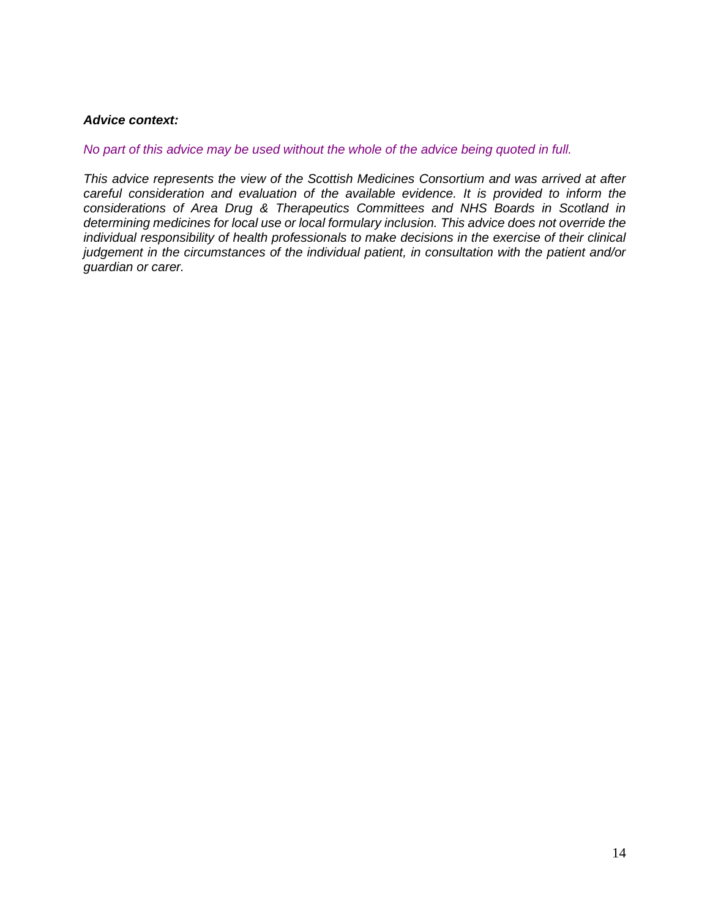***Advice context:***

*No part of this advice may be used without the whole of the advice being quoted in full.*

*This advice represents the view of the Scottish Medicines Consortium and was arrived at after careful consideration and evaluation of the available evidence. It is provided to inform the considerations of Area Drug & Therapeutics Committees and NHS Boards in Scotland in determining medicines for local use or local formulary inclusion. This advice does not override the individual responsibility of health professionals to make decisions in the exercise of their clinical judgement in the circumstances of the individual patient, in consultation with the patient and/or guardian or carer.*